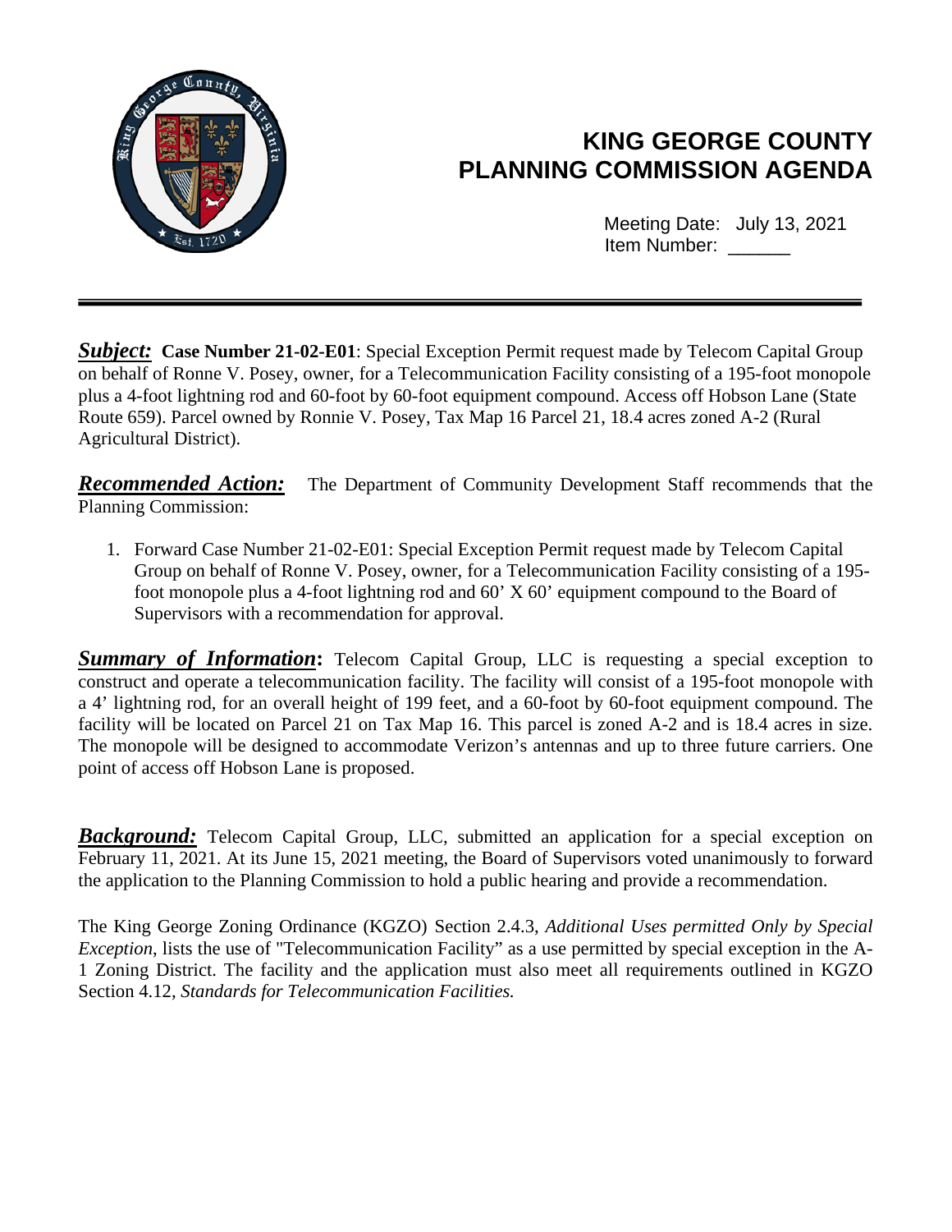# KING GEORGE COUNTY PLANNING COMMISSION AGENDA

Meeting Date: July 13, 2021
Item Number: ______

---

***Subject:*** **Case Number 21-02-E01**: Special Exception Permit request made by Telecom Capital Group on behalf of Ronne V. Posey, owner, for a Telecommunication Facility consisting of a 195-foot monopole plus a 4-foot lightning rod and 60-foot by 60-foot equipment compound. Access off Hobson Lane (State Route 659). Parcel owned by Ronnie V. Posey, Tax Map 16 Parcel 21, 18.4 acres zoned A-2 (Rural Agricultural District).

***Recommended Action:*** The Department of Community Development Staff recommends that the Planning Commission:

1. Forward Case Number 21-02-E01: Special Exception Permit request made by Telecom Capital Group on behalf of Ronne V. Posey, owner, for a Telecommunication Facility consisting of a 195-foot monopole plus a 4-foot lightning rod and 60' X 60' equipment compound to the Board of Supervisors with a recommendation for approval.

***Summary of Information*:** Telecom Capital Group, LLC is requesting a special exception to construct and operate a telecommunication facility. The facility will consist of a 195-foot monopole with a 4' lightning rod, for an overall height of 199 feet, and a 60-foot by 60-foot equipment compound. The facility will be located on Parcel 21 on Tax Map 16. This parcel is zoned A-2 and is 18.4 acres in size. The monopole will be designed to accommodate Verizon's antennas and up to three future carriers. One point of access off Hobson Lane is proposed.

***Background:*** Telecom Capital Group, LLC, submitted an application for a special exception on February 11, 2021. At its June 15, 2021 meeting, the Board of Supervisors voted unanimously to forward the application to the Planning Commission to hold a public hearing and provide a recommendation.

The King George Zoning Ordinance (KGZO) Section 2.4.3, *Additional Uses permitted Only by Special Exception*, lists the use of "Telecommunication Facility" as a use permitted by special exception in the A-1 Zoning District. The facility and the application must also meet all requirements outlined in KGZO Section 4.12, *Standards for Telecommunication Facilities.*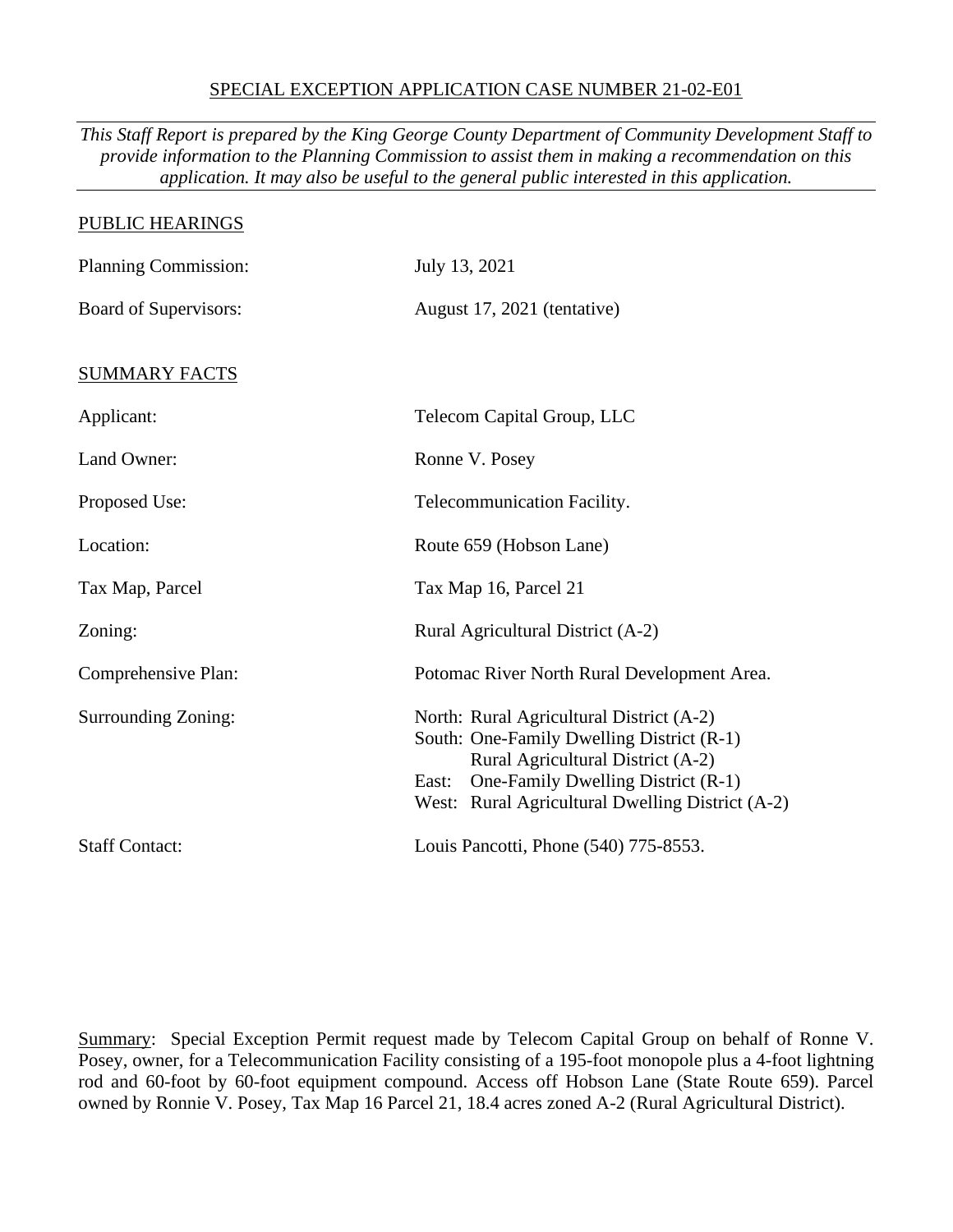SPECIAL EXCEPTION APPLICATION CASE NUMBER 21-02-E01

---

*This Staff Report is prepared by the King George County Department of Community Development Staff to provide information to the Planning Commission to assist them in making a recommendation on this application. It may also be useful to the general public interested in this application.*

---

PUBLIC HEARINGS

| | |
|---|---|
| Planning Commission: | July 13, 2021 |
| Board of Supervisors: | August 17, 2021 (tentative) |

SUMMARY FACTS

| | |
|---|---|
| Applicant: | Telecom Capital Group, LLC |
| Land Owner: | Ronne V. Posey |
| Proposed Use: | Telecommunication Facility. |
| Location: | Route 659 (Hobson Lane) |
| Tax Map, Parcel | Tax Map 16, Parcel 21 |
| Zoning: | Rural Agricultural District (A-2) |
| Comprehensive Plan: | Potomac River North Rural Development Area. |
| Surrounding Zoning: | North: Rural Agricultural District (A-2)<br>South: One-Family Dwelling District (R-1)<br>Rural Agricultural District (A-2)<br>East: One-Family Dwelling District (R-1)<br>West: Rural Agricultural Dwelling District (A-2) |
| Staff Contact: | Louis Pancotti, Phone (540) 775-8553. |

Summary: Special Exception Permit request made by Telecom Capital Group on behalf of Ronne V. Posey, owner, for a Telecommunication Facility consisting of a 195-foot monopole plus a 4-foot lightning rod and 60-foot by 60-foot equipment compound. Access off Hobson Lane (State Route 659). Parcel owned by Ronnie V. Posey, Tax Map 16 Parcel 21, 18.4 acres zoned A-2 (Rural Agricultural District).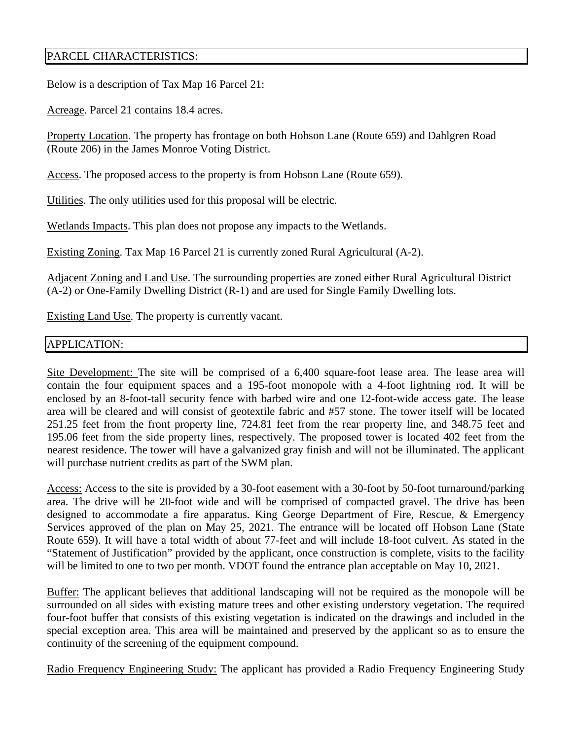## PARCEL CHARACTERISTICS:

Below is a description of Tax Map 16 Parcel 21:

Acreage. Parcel 21 contains 18.4 acres.

Property Location. The property has frontage on both Hobson Lane (Route 659) and Dahlgren Road (Route 206) in the James Monroe Voting District.

Access. The proposed access to the property is from Hobson Lane (Route 659).

Utilities. The only utilities used for this proposal will be electric.

Wetlands Impacts. This plan does not propose any impacts to the Wetlands.

Existing Zoning. Tax Map 16 Parcel 21 is currently zoned Rural Agricultural (A-2).

Adjacent Zoning and Land Use. The surrounding properties are zoned either Rural Agricultural District (A-2) or One-Family Dwelling District (R-1) and are used for Single Family Dwelling lots.

Existing Land Use. The property is currently vacant.

## APPLICATION:

Site Development: The site will be comprised of a 6,400 square-foot lease area. The lease area will contain the four equipment spaces and a 195-foot monopole with a 4-foot lightning rod. It will be enclosed by an 8-foot-tall security fence with barbed wire and one 12-foot-wide access gate. The lease area will be cleared and will consist of geotextile fabric and #57 stone. The tower itself will be located 251.25 feet from the front property line, 724.81 feet from the rear property line, and 348.75 feet and 195.06 feet from the side property lines, respectively. The proposed tower is located 402 feet from the nearest residence. The tower will have a galvanized gray finish and will not be illuminated. The applicant will purchase nutrient credits as part of the SWM plan.

Access: Access to the site is provided by a 30-foot easement with a 30-foot by 50-foot turnaround/parking area. The drive will be 20-foot wide and will be comprised of compacted gravel. The drive has been designed to accommodate a fire apparatus. King George Department of Fire, Rescue, & Emergency Services approved of the plan on May 25, 2021. The entrance will be located off Hobson Lane (State Route 659). It will have a total width of about 77-feet and will include 18-foot culvert. As stated in the "Statement of Justification" provided by the applicant, once construction is complete, visits to the facility will be limited to one to two per month. VDOT found the entrance plan acceptable on May 10, 2021.

Buffer: The applicant believes that additional landscaping will not be required as the monopole will be surrounded on all sides with existing mature trees and other existing understory vegetation. The required four-foot buffer that consists of this existing vegetation is indicated on the drawings and included in the special exception area. This area will be maintained and preserved by the applicant so as to ensure the continuity of the screening of the equipment compound.

Radio Frequency Engineering Study: The applicant has provided a Radio Frequency Engineering Study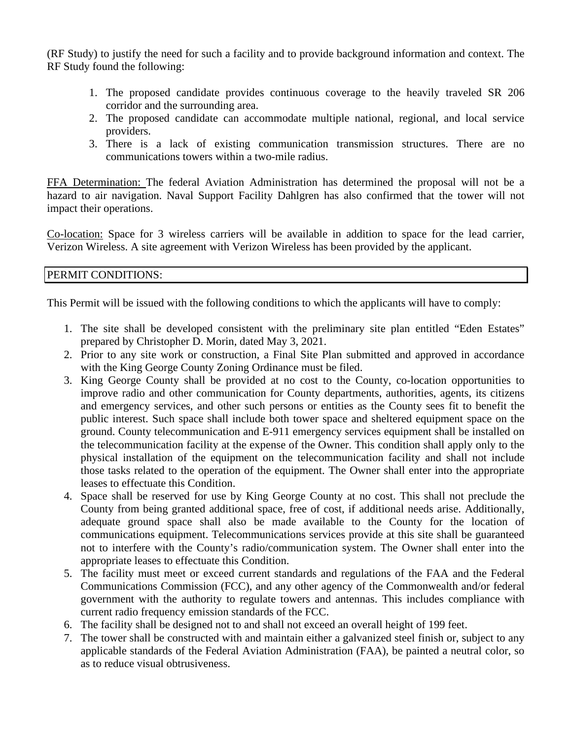(RF Study) to justify the need for such a facility and to provide background information and context. The RF Study found the following:

1. The proposed candidate provides continuous coverage to the heavily traveled SR 206 corridor and the surrounding area.
2. The proposed candidate can accommodate multiple national, regional, and local service providers.
3. There is a lack of existing communication transmission structures. There are no communications towers within a two-mile radius.

FFA Determination: The federal Aviation Administration has determined the proposal will not be a hazard to air navigation. Naval Support Facility Dahlgren has also confirmed that the tower will not impact their operations.

Co-location: Space for 3 wireless carriers will be available in addition to space for the lead carrier, Verizon Wireless. A site agreement with Verizon Wireless has been provided by the applicant.

## PERMIT CONDITIONS:

This Permit will be issued with the following conditions to which the applicants will have to comply:

1. The site shall be developed consistent with the preliminary site plan entitled "Eden Estates" prepared by Christopher D. Morin, dated May 3, 2021.
2. Prior to any site work or construction, a Final Site Plan submitted and approved in accordance with the King George County Zoning Ordinance must be filed.
3. King George County shall be provided at no cost to the County, co-location opportunities to improve radio and other communication for County departments, authorities, agents, its citizens and emergency services, and other such persons or entities as the County sees fit to benefit the public interest. Such space shall include both tower space and sheltered equipment space on the ground. County telecommunication and E-911 emergency services equipment shall be installed on the telecommunication facility at the expense of the Owner. This condition shall apply only to the physical installation of the equipment on the telecommunication facility and shall not include those tasks related to the operation of the equipment. The Owner shall enter into the appropriate leases to effectuate this Condition.
4. Space shall be reserved for use by King George County at no cost. This shall not preclude the County from being granted additional space, free of cost, if additional needs arise. Additionally, adequate ground space shall also be made available to the County for the location of communications equipment. Telecommunications services provide at this site shall be guaranteed not to interfere with the County's radio/communication system. The Owner shall enter into the appropriate leases to effectuate this Condition.
5. The facility must meet or exceed current standards and regulations of the FAA and the Federal Communications Commission (FCC), and any other agency of the Commonwealth and/or federal government with the authority to regulate towers and antennas. This includes compliance with current radio frequency emission standards of the FCC.
6. The facility shall be designed not to and shall not exceed an overall height of 199 feet.
7. The tower shall be constructed with and maintain either a galvanized steel finish or, subject to any applicable standards of the Federal Aviation Administration (FAA), be painted a neutral color, so as to reduce visual obtrusiveness.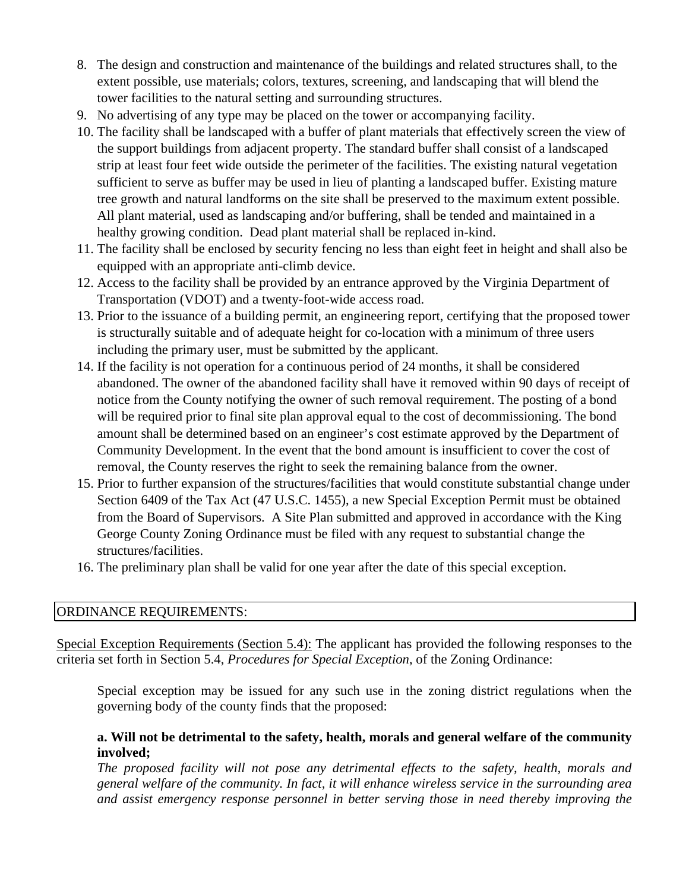8. The design and construction and maintenance of the buildings and related structures shall, to the extent possible, use materials; colors, textures, screening, and landscaping that will blend the tower facilities to the natural setting and surrounding structures.
9. No advertising of any type may be placed on the tower or accompanying facility.
10. The facility shall be landscaped with a buffer of plant materials that effectively screen the view of the support buildings from adjacent property. The standard buffer shall consist of a landscaped strip at least four feet wide outside the perimeter of the facilities. The existing natural vegetation sufficient to serve as buffer may be used in lieu of planting a landscaped buffer. Existing mature tree growth and natural landforms on the site shall be preserved to the maximum extent possible. All plant material, used as landscaping and/or buffering, shall be tended and maintained in a healthy growing condition. Dead plant material shall be replaced in-kind.
11. The facility shall be enclosed by security fencing no less than eight feet in height and shall also be equipped with an appropriate anti-climb device.
12. Access to the facility shall be provided by an entrance approved by the Virginia Department of Transportation (VDOT) and a twenty-foot-wide access road.
13. Prior to the issuance of a building permit, an engineering report, certifying that the proposed tower is structurally suitable and of adequate height for co-location with a minimum of three users including the primary user, must be submitted by the applicant.
14. If the facility is not operation for a continuous period of 24 months, it shall be considered abandoned. The owner of the abandoned facility shall have it removed within 90 days of receipt of notice from the County notifying the owner of such removal requirement. The posting of a bond will be required prior to final site plan approval equal to the cost of decommissioning. The bond amount shall be determined based on an engineer's cost estimate approved by the Department of Community Development. In the event that the bond amount is insufficient to cover the cost of removal, the County reserves the right to seek the remaining balance from the owner.
15. Prior to further expansion of the structures/facilities that would constitute substantial change under Section 6409 of the Tax Act (47 U.S.C. 1455), a new Special Exception Permit must be obtained from the Board of Supervisors. A Site Plan submitted and approved in accordance with the King George County Zoning Ordinance must be filed with any request to substantial change the structures/facilities.
16. The preliminary plan shall be valid for one year after the date of this special exception.

## ORDINANCE REQUIREMENTS:

Special Exception Requirements (Section 5.4): The applicant has provided the following responses to the criteria set forth in Section 5.4, *Procedures for Special Exception*, of the Zoning Ordinance:

> Special exception may be issued for any such use in the zoning district regulations when the governing body of the county finds that the proposed:
>
> **a. Will not be detrimental to the safety, health, morals and general welfare of the community involved;**
>
> *The proposed facility will not pose any detrimental effects to the safety, health, morals and general welfare of the community. In fact, it will enhance wireless service in the surrounding area and assist emergency response personnel in better serving those in need thereby improving the*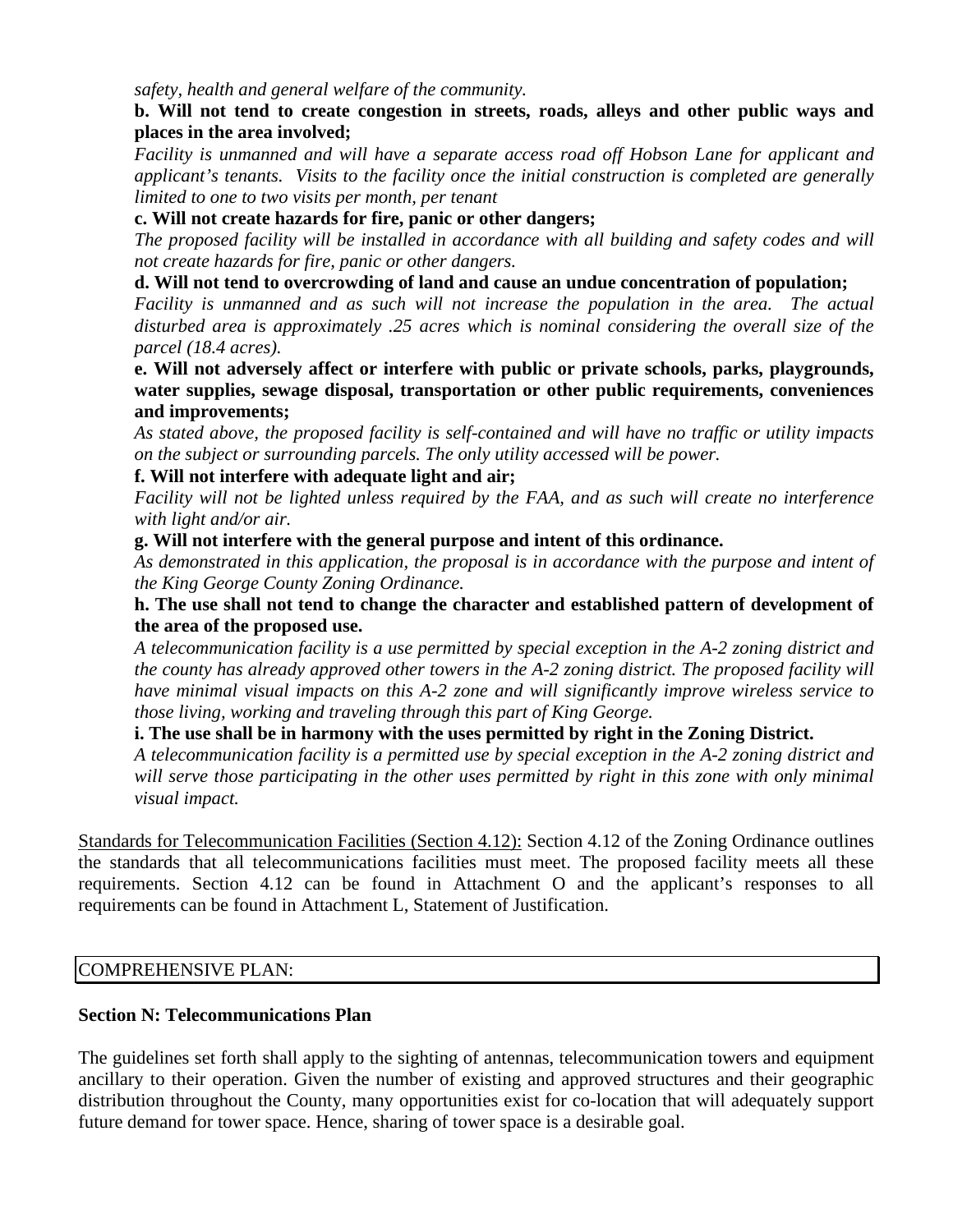*safety, health and general welfare of the community.*

**b. Will not tend to create congestion in streets, roads, alleys and other public ways and places in the area involved;**

*Facility is unmanned and will have a separate access road off Hobson Lane for applicant and applicant's tenants. Visits to the facility once the initial construction is completed are generally limited to one to two visits per month, per tenant*

**c. Will not create hazards for fire, panic or other dangers;**

*The proposed facility will be installed in accordance with all building and safety codes and will not create hazards for fire, panic or other dangers.*

**d. Will not tend to overcrowding of land and cause an undue concentration of population;**

*Facility is unmanned and as such will not increase the population in the area. The actual disturbed area is approximately .25 acres which is nominal considering the overall size of the parcel (18.4 acres).*

**e. Will not adversely affect or interfere with public or private schools, parks, playgrounds, water supplies, sewage disposal, transportation or other public requirements, conveniences and improvements;**

*As stated above, the proposed facility is self-contained and will have no traffic or utility impacts on the subject or surrounding parcels. The only utility accessed will be power.*

**f. Will not interfere with adequate light and air;**

*Facility will not be lighted unless required by the FAA, and as such will create no interference with light and/or air.*

**g. Will not interfere with the general purpose and intent of this ordinance.**

*As demonstrated in this application, the proposal is in accordance with the purpose and intent of the King George County Zoning Ordinance.*

**h. The use shall not tend to change the character and established pattern of development of the area of the proposed use.**

*A telecommunication facility is a use permitted by special exception in the A-2 zoning district and the county has already approved other towers in the A-2 zoning district. The proposed facility will have minimal visual impacts on this A-2 zone and will significantly improve wireless service to those living, working and traveling through this part of King George.*

**i. The use shall be in harmony with the uses permitted by right in the Zoning District.**

*A telecommunication facility is a permitted use by special exception in the A-2 zoning district and will serve those participating in the other uses permitted by right in this zone with only minimal visual impact.*

Standards for Telecommunication Facilities (Section 4.12): Section 4.12 of the Zoning Ordinance outlines the standards that all telecommunications facilities must meet. The proposed facility meets all these requirements. Section 4.12 can be found in Attachment O and the applicant's responses to all requirements can be found in Attachment L, Statement of Justification.

## COMPREHENSIVE PLAN:

### Section N: Telecommunications Plan

The guidelines set forth shall apply to the sighting of antennas, telecommunication towers and equipment ancillary to their operation. Given the number of existing and approved structures and their geographic distribution throughout the County, many opportunities exist for co-location that will adequately support future demand for tower space. Hence, sharing of tower space is a desirable goal.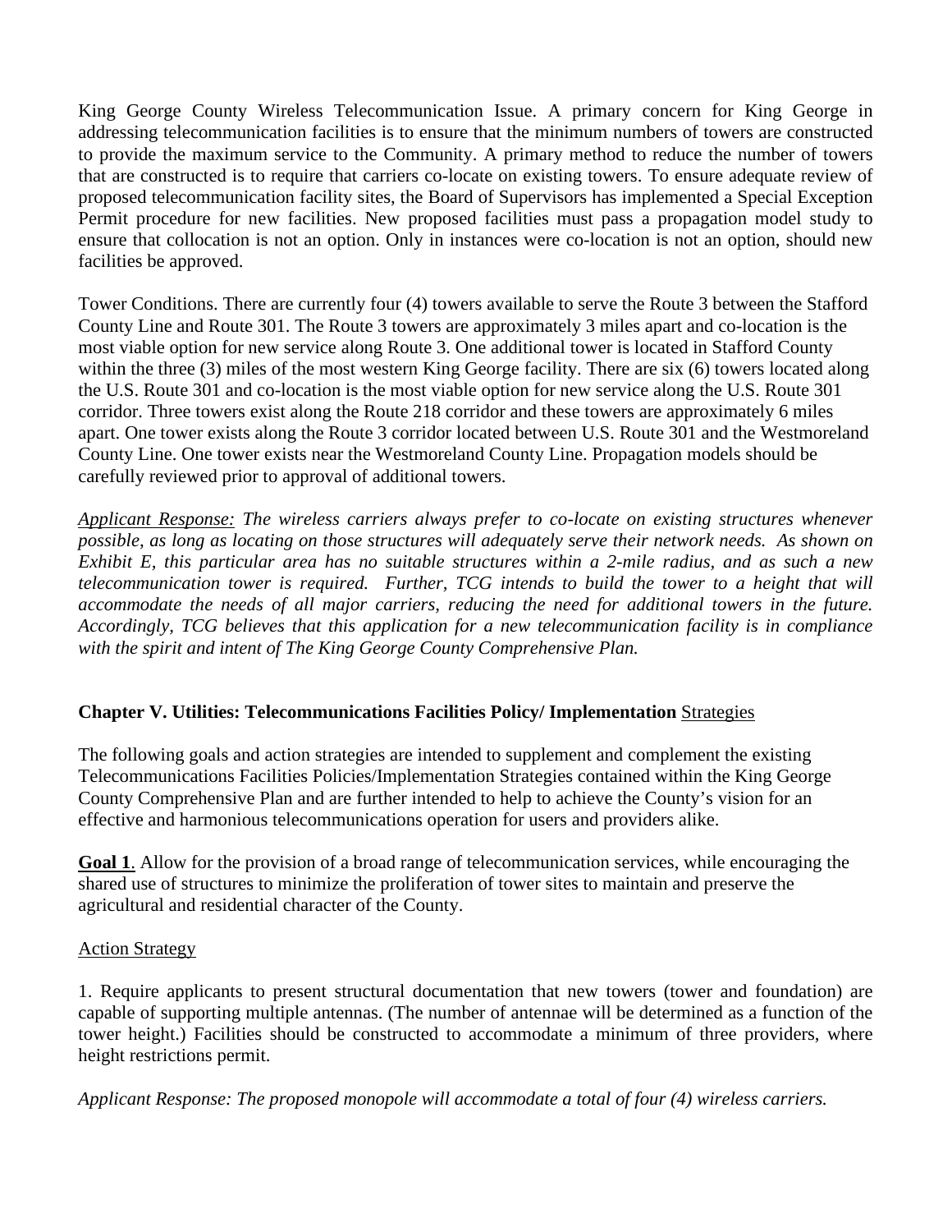King George County Wireless Telecommunication Issue. A primary concern for King George in addressing telecommunication facilities is to ensure that the minimum numbers of towers are constructed to provide the maximum service to the Community. A primary method to reduce the number of towers that are constructed is to require that carriers co-locate on existing towers. To ensure adequate review of proposed telecommunication facility sites, the Board of Supervisors has implemented a Special Exception Permit procedure for new facilities. New proposed facilities must pass a propagation model study to ensure that collocation is not an option. Only in instances were co-location is not an option, should new facilities be approved.

Tower Conditions. There are currently four (4) towers available to serve the Route 3 between the Stafford County Line and Route 301. The Route 3 towers are approximately 3 miles apart and co-location is the most viable option for new service along Route 3. One additional tower is located in Stafford County within the three (3) miles of the most western King George facility. There are six (6) towers located along the U.S. Route 301 and co-location is the most viable option for new service along the U.S. Route 301 corridor. Three towers exist along the Route 218 corridor and these towers are approximately 6 miles apart. One tower exists along the Route 3 corridor located between U.S. Route 301 and the Westmoreland County Line. One tower exists near the Westmoreland County Line. Propagation models should be carefully reviewed prior to approval of additional towers.

*<u>Applicant Response:</u> The wireless carriers always prefer to co-locate on existing structures whenever possible, as long as locating on those structures will adequately serve their network needs. As shown on Exhibit E, this particular area has no suitable structures within a 2-mile radius, and as such a new telecommunication tower is required. Further, TCG intends to build the tower to a height that will accommodate the needs of all major carriers, reducing the need for additional towers in the future. Accordingly, TCG believes that this application for a new telecommunication facility is in compliance with the spirit and intent of The King George County Comprehensive Plan.*

**Chapter V. Utilities: Telecommunications Facilities Policy/ Implementation** <u>Strategies</u>

The following goals and action strategies are intended to supplement and complement the existing Telecommunications Facilities Policies/Implementation Strategies contained within the King George County Comprehensive Plan and are further intended to help to achieve the County's vision for an effective and harmonious telecommunications operation for users and providers alike.

**<u>Goal 1</u>**. Allow for the provision of a broad range of telecommunication services, while encouraging the shared use of structures to minimize the proliferation of tower sites to maintain and preserve the agricultural and residential character of the County.

<u>Action Strategy</u>

1. Require applicants to present structural documentation that new towers (tower and foundation) are capable of supporting multiple antennas. (The number of antennae will be determined as a function of the tower height.) Facilities should be constructed to accommodate a minimum of three providers, where height restrictions permit.

*Applicant Response: The proposed monopole will accommodate a total of four (4) wireless carriers.*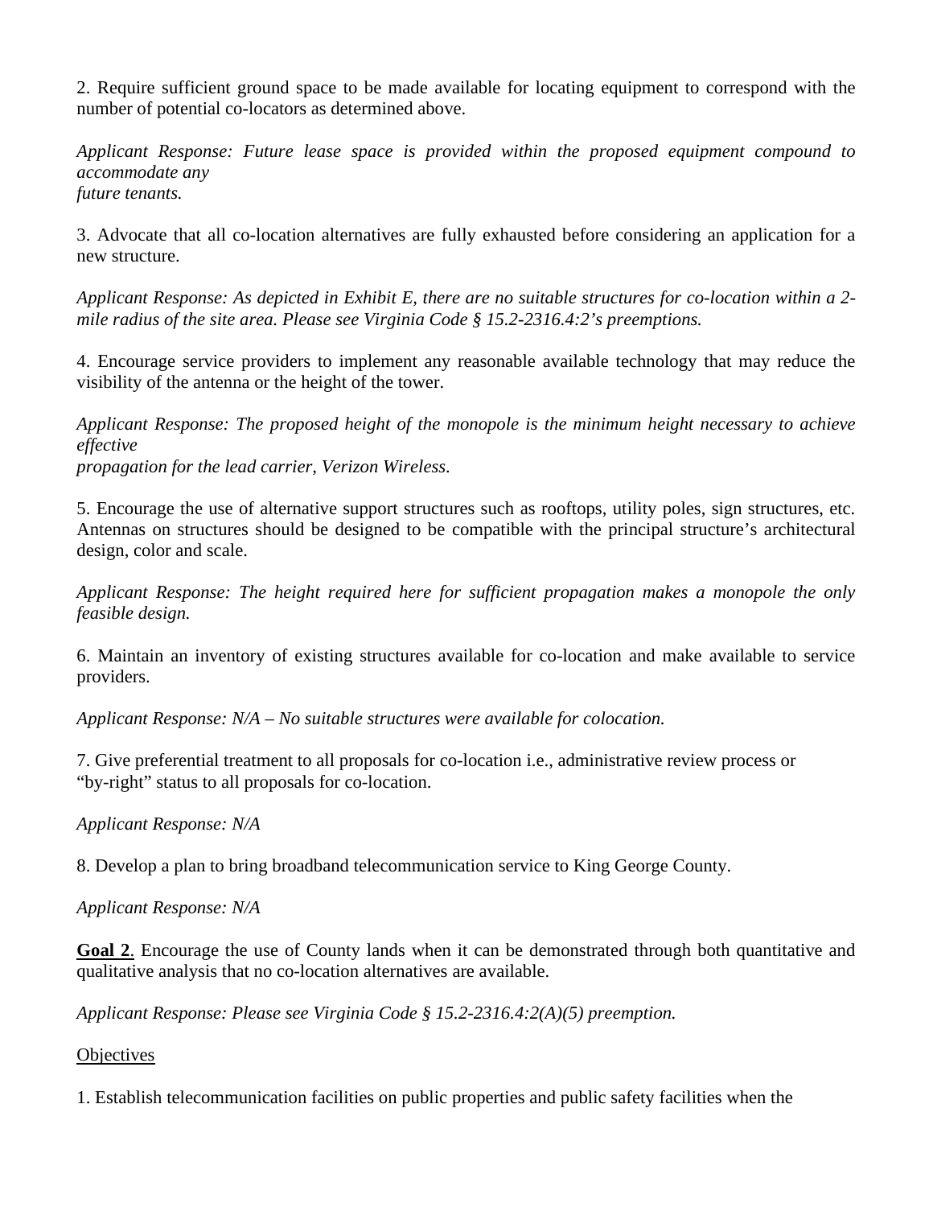2. Require sufficient ground space to be made available for locating equipment to correspond with the number of potential co-locators as determined above.

*Applicant Response: Future lease space is provided within the proposed equipment compound to accommodate any future tenants.*

3. Advocate that all co-location alternatives are fully exhausted before considering an application for a new structure.

*Applicant Response: As depicted in Exhibit E, there are no suitable structures for co-location within a 2-mile radius of the site area. Please see Virginia Code § 15.2-2316.4:2's preemptions.*

4. Encourage service providers to implement any reasonable available technology that may reduce the visibility of the antenna or the height of the tower.

*Applicant Response: The proposed height of the monopole is the minimum height necessary to achieve effective propagation for the lead carrier, Verizon Wireless.*

5. Encourage the use of alternative support structures such as rooftops, utility poles, sign structures, etc. Antennas on structures should be designed to be compatible with the principal structure's architectural design, color and scale.

*Applicant Response: The height required here for sufficient propagation makes a monopole the only feasible design.*

6. Maintain an inventory of existing structures available for co-location and make available to service providers.

*Applicant Response: N/A – No suitable structures were available for colocation.*

7. Give preferential treatment to all proposals for co-location i.e., administrative review process or "by-right" status to all proposals for co-location.

*Applicant Response: N/A*

8. Develop a plan to bring broadband telecommunication service to King George County.

*Applicant Response: N/A*

**Goal 2**. Encourage the use of County lands when it can be demonstrated through both quantitative and qualitative analysis that no co-location alternatives are available.

*Applicant Response: Please see Virginia Code § 15.2-2316.4:2(A)(5) preemption.*

Objectives

1. Establish telecommunication facilities on public properties and public safety facilities when the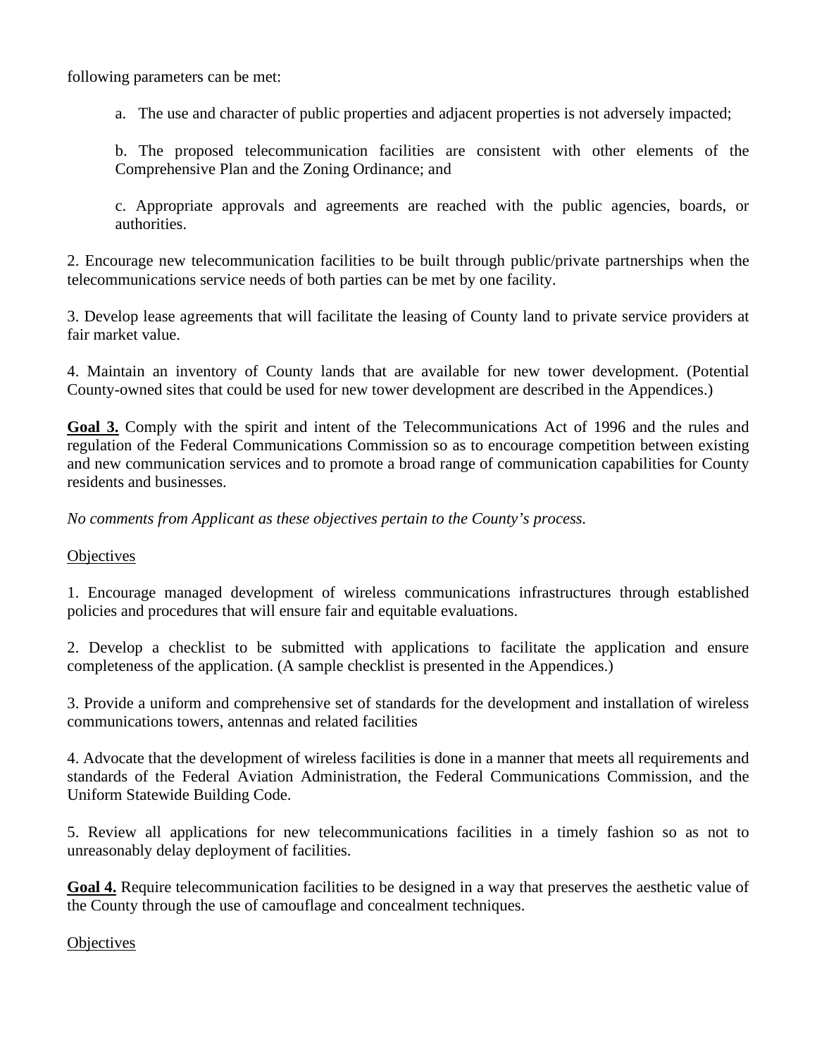following parameters can be met:

a. The use and character of public properties and adjacent properties is not adversely impacted;

b. The proposed telecommunication facilities are consistent with other elements of the Comprehensive Plan and the Zoning Ordinance; and

c. Appropriate approvals and agreements are reached with the public agencies, boards, or authorities.

2. Encourage new telecommunication facilities to be built through public/private partnerships when the telecommunications service needs of both parties can be met by one facility.

3. Develop lease agreements that will facilitate the leasing of County land to private service providers at fair market value.

4. Maintain an inventory of County lands that are available for new tower development. (Potential County-owned sites that could be used for new tower development are described in the Appendices.)

**Goal 3.** Comply with the spirit and intent of the Telecommunications Act of 1996 and the rules and regulation of the Federal Communications Commission so as to encourage competition between existing and new communication services and to promote a broad range of communication capabilities for County residents and businesses.

*No comments from Applicant as these objectives pertain to the County's process.*

Objectives

1. Encourage managed development of wireless communications infrastructures through established policies and procedures that will ensure fair and equitable evaluations.

2. Develop a checklist to be submitted with applications to facilitate the application and ensure completeness of the application. (A sample checklist is presented in the Appendices.)

3. Provide a uniform and comprehensive set of standards for the development and installation of wireless communications towers, antennas and related facilities

4. Advocate that the development of wireless facilities is done in a manner that meets all requirements and standards of the Federal Aviation Administration, the Federal Communications Commission, and the Uniform Statewide Building Code.

5. Review all applications for new telecommunications facilities in a timely fashion so as not to unreasonably delay deployment of facilities.

**Goal 4.** Require telecommunication facilities to be designed in a way that preserves the aesthetic value of the County through the use of camouflage and concealment techniques.

Objectives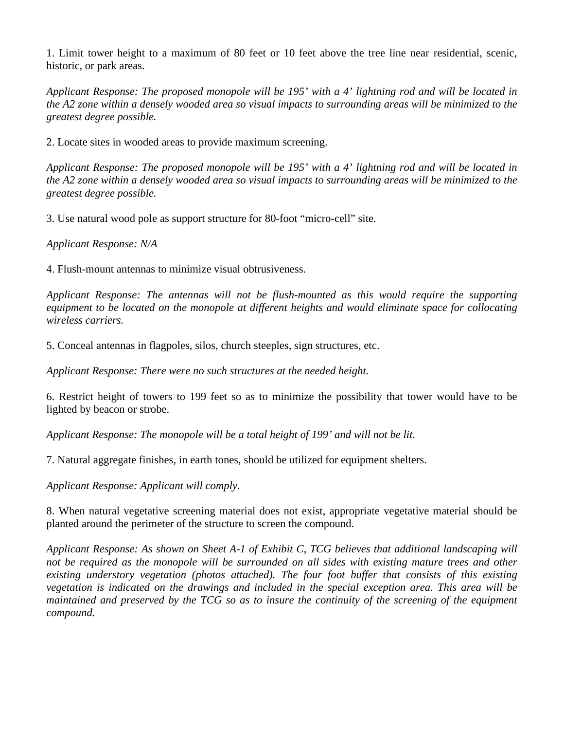1. Limit tower height to a maximum of 80 feet or 10 feet above the tree line near residential, scenic, historic, or park areas.

*Applicant Response: The proposed monopole will be 195' with a 4' lightning rod and will be located in the A2 zone within a densely wooded area so visual impacts to surrounding areas will be minimized to the greatest degree possible.*

2. Locate sites in wooded areas to provide maximum screening.

*Applicant Response: The proposed monopole will be 195' with a 4' lightning rod and will be located in the A2 zone within a densely wooded area so visual impacts to surrounding areas will be minimized to the greatest degree possible.*

3. Use natural wood pole as support structure for 80-foot "micro-cell" site.

*Applicant Response: N/A*

4. Flush-mount antennas to minimize visual obtrusiveness.

*Applicant Response: The antennas will not be flush-mounted as this would require the supporting equipment to be located on the monopole at different heights and would eliminate space for collocating wireless carriers.*

5. Conceal antennas in flagpoles, silos, church steeples, sign structures, etc.

*Applicant Response: There were no such structures at the needed height.*

6. Restrict height of towers to 199 feet so as to minimize the possibility that tower would have to be lighted by beacon or strobe.

*Applicant Response: The monopole will be a total height of 199' and will not be lit.*

7. Natural aggregate finishes, in earth tones, should be utilized for equipment shelters.

*Applicant Response: Applicant will comply.*

8. When natural vegetative screening material does not exist, appropriate vegetative material should be planted around the perimeter of the structure to screen the compound.

*Applicant Response: As shown on Sheet A-1 of Exhibit C, TCG believes that additional landscaping will not be required as the monopole will be surrounded on all sides with existing mature trees and other existing understory vegetation (photos attached). The four foot buffer that consists of this existing vegetation is indicated on the drawings and included in the special exception area. This area will be maintained and preserved by the TCG so as to insure the continuity of the screening of the equipment compound.*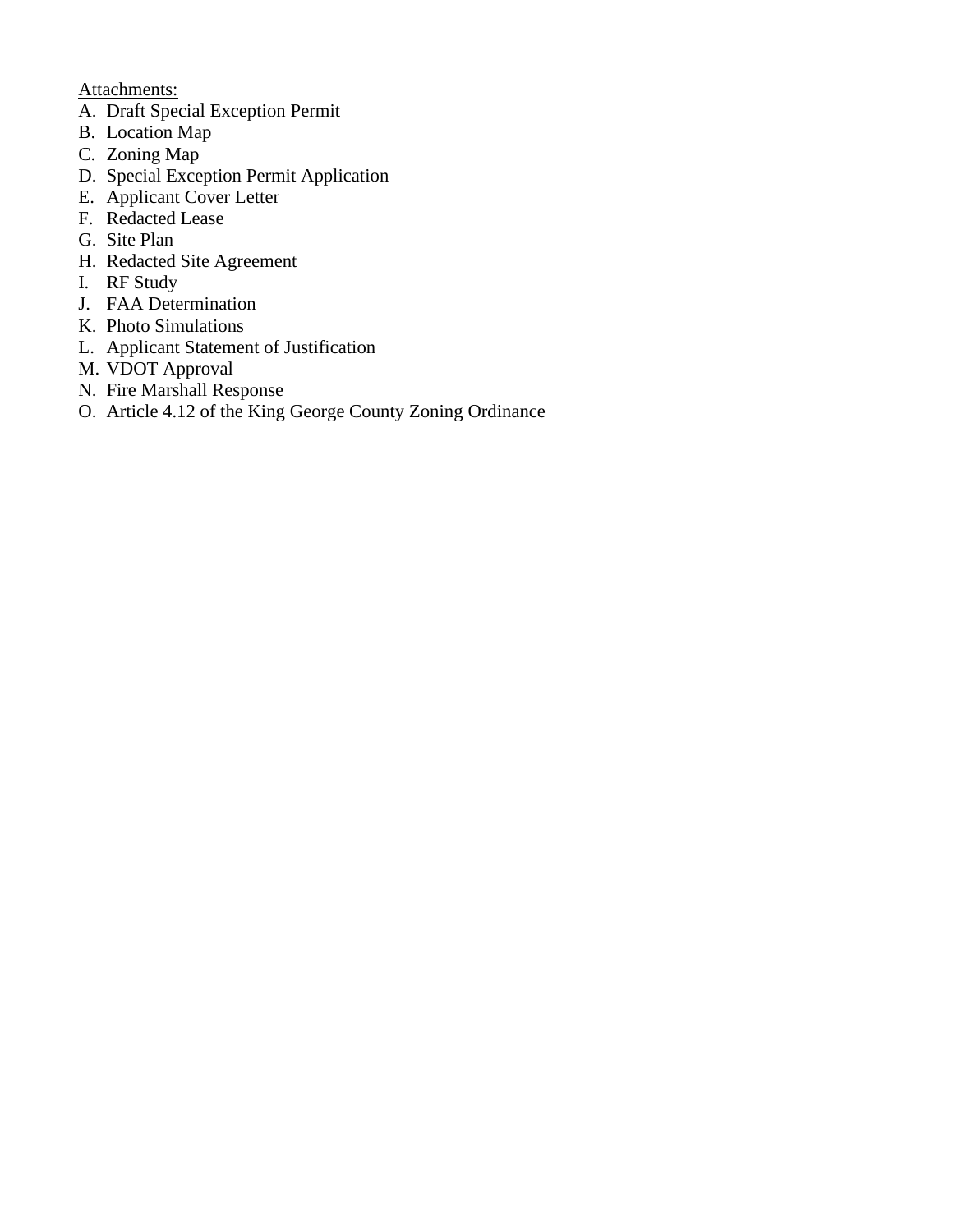<u>Attachments:</u>

A. Draft Special Exception Permit
B. Location Map
C. Zoning Map
D. Special Exception Permit Application
E. Applicant Cover Letter
F. Redacted Lease
G. Site Plan
H. Redacted Site Agreement
I. RF Study
J. FAA Determination
K. Photo Simulations
L. Applicant Statement of Justification
M. VDOT Approval
N. Fire Marshall Response
O. Article 4.12 of the King George County Zoning Ordinance